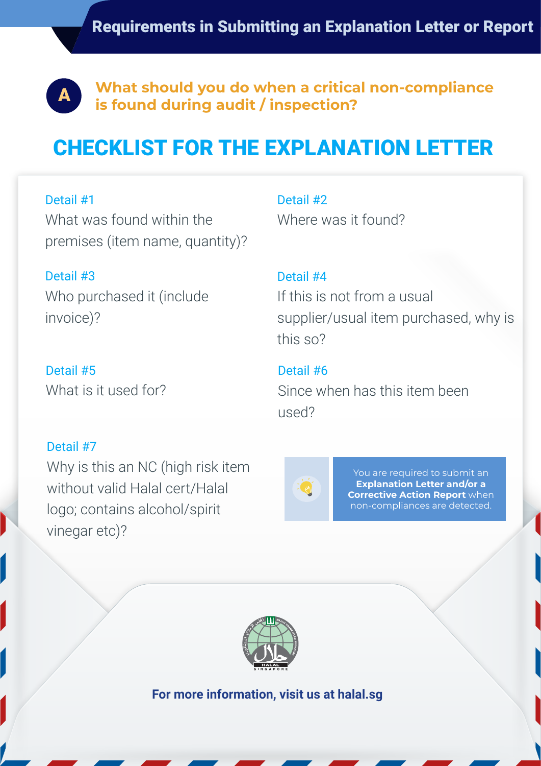# Requirements in Submitting an Explanation Letter or Report

## A What should you do when a critical non-compliance is found during audit / inspection?

## CHECKLIST FOR THE EXPLANATION LETTER

**Detail #1**
What was found within the premises (item name, quantity)?

**Detail #2**
Where was it found?

**Detail #3**
Who purchased it (include invoice)?

**Detail #4**
If this is not from a usual supplier/usual item purchased, why is this so?

**Detail #5**
What is it used for?

**Detail #6**
Since when has this item been used?

**Detail #7**
Why is this an NC (high risk item without valid Halal cert/Halal logo; contains alcohol/spirit vinegar etc)?

You are required to submit an **Explanation Letter and/or a Corrective Action Report** when non-compliances are detected.

**For more information, visit us at halal.sg**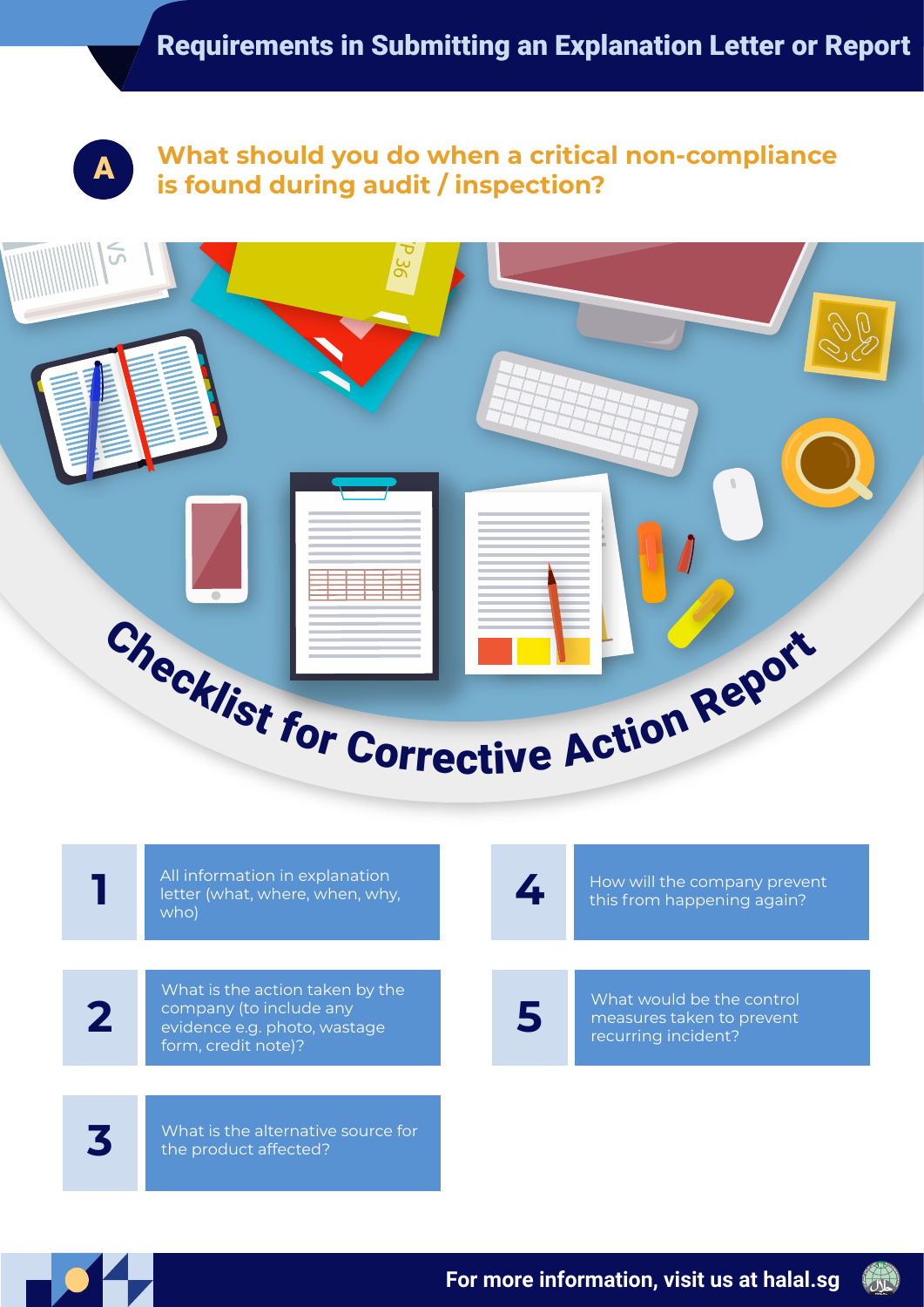# Requirements in Submitting an Explanation Letter or Report

## A What should you do when a critical non-compliance is found during audit / inspection?

### Checklist for Corrective Action Report

1. All information in explanation letter (what, where, when, why, who)
2. What is the action taken by the company (to include any evidence e.g. photo, wastage form, credit note)?
3. What is the alternative source for the product affected?
4. How will the company prevent this from happening again?
5. What would be the control measures taken to prevent recurring incident?

For more information, visit us at halal.sg